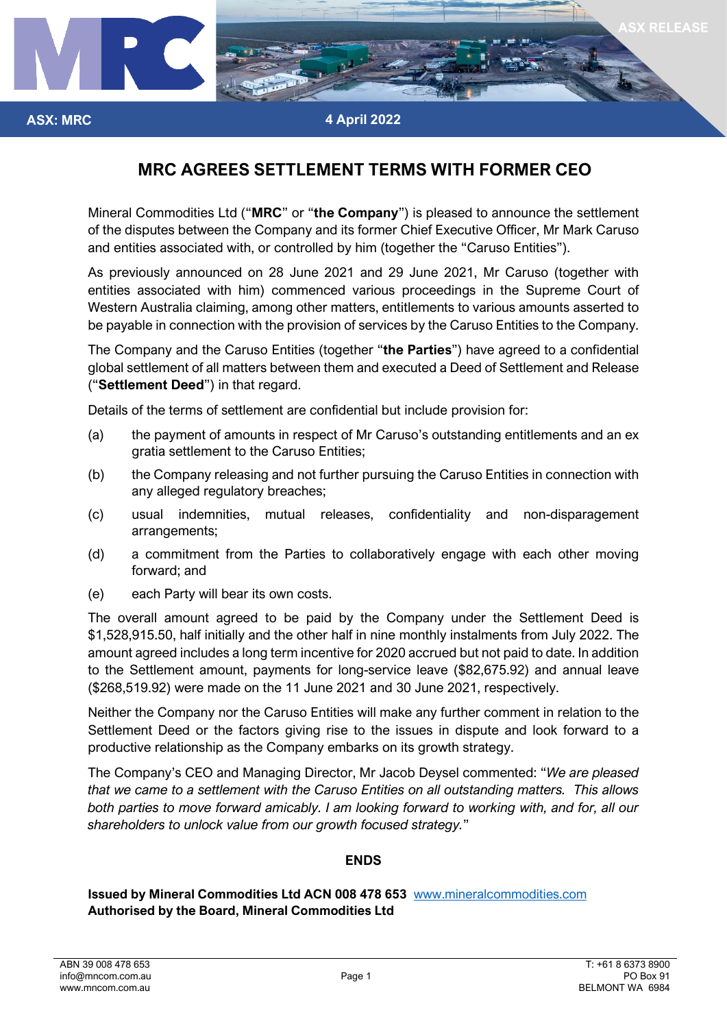ASX: MRC

4 April 2022

ASX RELEASE

# MRC AGREES SETTLEMENT TERMS WITH FORMER CEO

Mineral Commodities Ltd ("**MRC**" or "**the Company**") is pleased to announce the settlement of the disputes between the Company and its former Chief Executive Officer, Mr Mark Caruso and entities associated with, or controlled by him (together the "Caruso Entities").

As previously announced on 28 June 2021 and 29 June 2021, Mr Caruso (together with entities associated with him) commenced various proceedings in the Supreme Court of Western Australia claiming, among other matters, entitlements to various amounts asserted to be payable in connection with the provision of services by the Caruso Entities to the Company.

The Company and the Caruso Entities (together "**the Parties**") have agreed to a confidential global settlement of all matters between them and executed a Deed of Settlement and Release ("**Settlement Deed**") in that regard.

Details of the terms of settlement are confidential but include provision for:

(a) the payment of amounts in respect of Mr Caruso's outstanding entitlements and an ex gratia settlement to the Caruso Entities;

(b) the Company releasing and not further pursuing the Caruso Entities in connection with any alleged regulatory breaches;

(c) usual indemnities, mutual releases, confidentiality and non-disparagement arrangements;

(d) a commitment from the Parties to collaboratively engage with each other moving forward; and

(e) each Party will bear its own costs.

The overall amount agreed to be paid by the Company under the Settlement Deed is $1,528,915.50, half initially and the other half in nine monthly instalments from July 2022. The amount agreed includes a long term incentive for 2020 accrued but not paid to date. In addition to the Settlement amount, payments for long-service leave ($82,675.92) and annual leave ($268,519.92) were made on the 11 June 2021 and 30 June 2021, respectively.

Neither the Company nor the Caruso Entities will make any further comment in relation to the Settlement Deed or the factors giving rise to the issues in dispute and look forward to a productive relationship as the Company embarks on its growth strategy.

The Company's CEO and Managing Director, Mr Jacob Deysel commented: "*We are pleased that we came to a settlement with the Caruso Entities on all outstanding matters. This allows both parties to move forward amicably. I am looking forward to working with, and for, all our shareholders to unlock value from our growth focused strategy.*"

**ENDS**

**Issued by Mineral Commodities Ltd ACN 008 478 653** www.mineralcommodities.com
**Authorised by the Board, Mineral Commodities Ltd**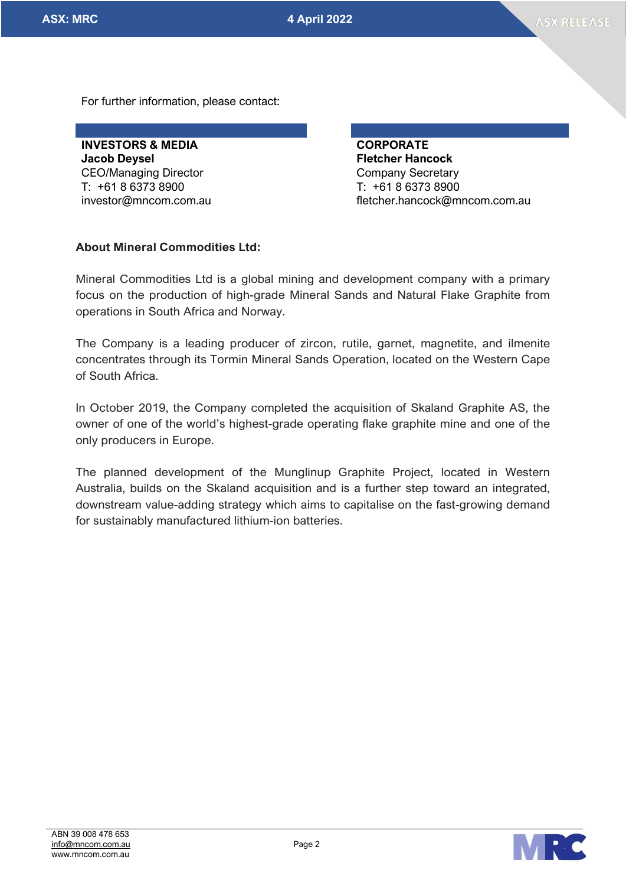For further information, please contact:

| INVESTORS & MEDIA | CORPORATE |
|---|---|
| **Jacob Deysel** | **Fletcher Hancock** |
| CEO/Managing Director | Company Secretary |
| T: +61 8 6373 8900 | T: +61 8 6373 8900 |
| investor@mncom.com.au | fletcher.hancock@mncom.com.au |

**About Mineral Commodities Ltd:**

Mineral Commodities Ltd is a global mining and development company with a primary focus on the production of high-grade Mineral Sands and Natural Flake Graphite from operations in South Africa and Norway.

The Company is a leading producer of zircon, rutile, garnet, magnetite, and ilmenite concentrates through its Tormin Mineral Sands Operation, located on the Western Cape of South Africa.

In October 2019, the Company completed the acquisition of Skaland Graphite AS, the owner of one of the world's highest-grade operating flake graphite mine and one of the only producers in Europe.

The planned development of the Munglinup Graphite Project, located in Western Australia, builds on the Skaland acquisition and is a further step toward an integrated, downstream value-adding strategy which aims to capitalise on the fast-growing demand for sustainably manufactured lithium-ion batteries.